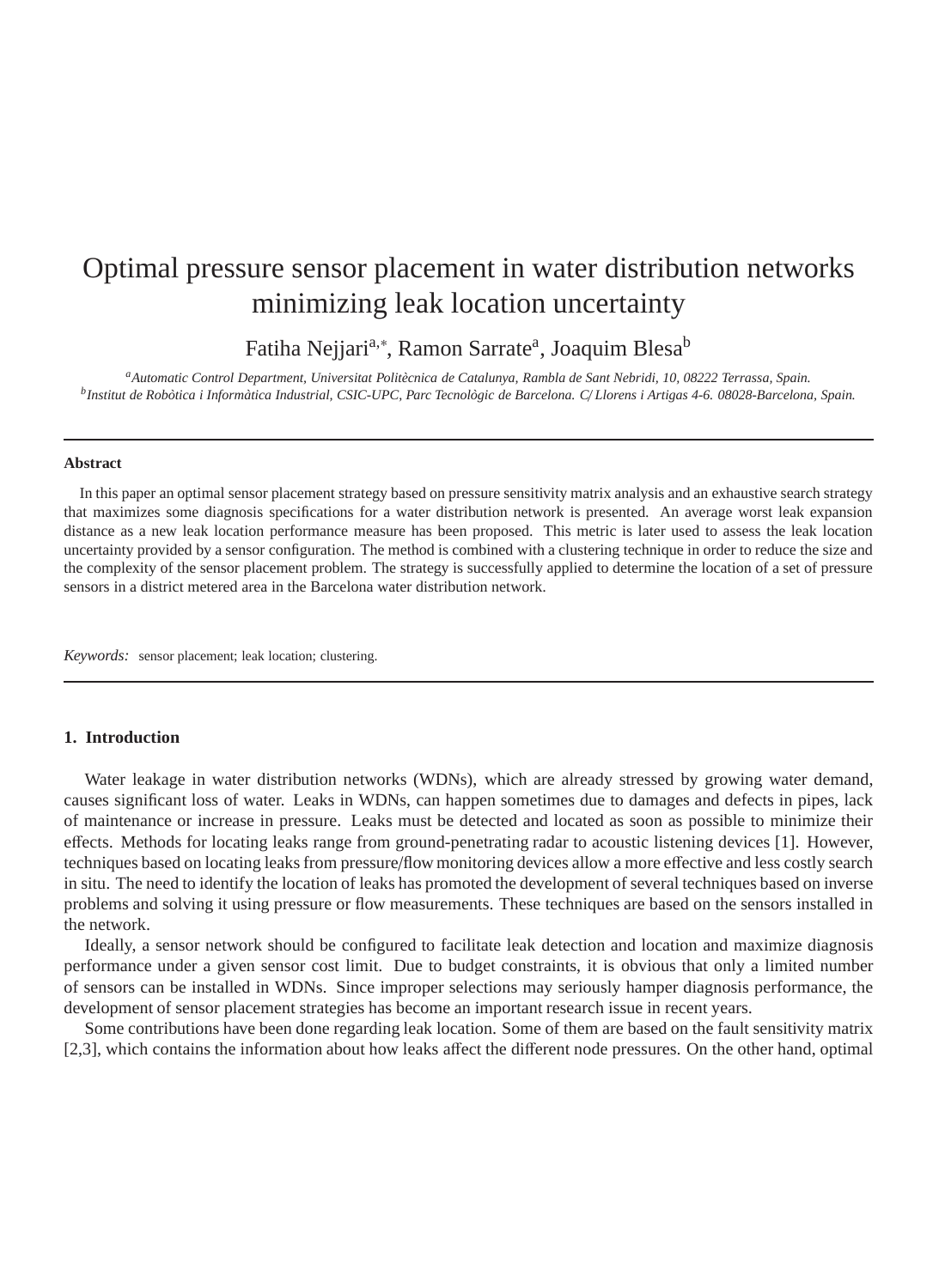# Optimal pressure sensor placement in water distribution networks minimizing leak location uncertainty

Fatiha Nejjari[a,*], Ramon Sarrate[a], Joaquim Blesa[b]

[a]*Automatic Control Department, Universitat Politècnica de Catalunya, Rambla de Sant Nebridi, 10, 08222 Terrassa, Spain.*
[b]*Institut de Robòtica i Informàtica Industrial, CSIC-UPC, Parc Tecnològic de Barcelona. C/ Llorens i Artigas 4-6. 08028-Barcelona, Spain.*

---

**Abstract**

In this paper an optimal sensor placement strategy based on pressure sensitivity matrix analysis and an exhaustive search strategy that maximizes some diagnosis specifications for a water distribution network is presented. An average worst leak expansion distance as a new leak location performance measure has been proposed. This metric is later used to assess the leak location uncertainty provided by a sensor configuration. The method is combined with a clustering technique in order to reduce the size and the complexity of the sensor placement problem. The strategy is successfully applied to determine the location of a set of pressure sensors in a district metered area in the Barcelona water distribution network.

*Keywords:* sensor placement; leak location; clustering.

---

## 1. Introduction

Water leakage in water distribution networks (WDNs), which are already stressed by growing water demand, causes significant loss of water. Leaks in WDNs, can happen sometimes due to damages and defects in pipes, lack of maintenance or increase in pressure. Leaks must be detected and located as soon as possible to minimize their effects. Methods for locating leaks range from ground-penetrating radar to acoustic listening devices [1]. However, techniques based on locating leaks from pressure/flow monitoring devices allow a more effective and less costly search in situ. The need to identify the location of leaks has promoted the development of several techniques based on inverse problems and solving it using pressure or flow measurements. These techniques are based on the sensors installed in the network.

Ideally, a sensor network should be configured to facilitate leak detection and location and maximize diagnosis performance under a given sensor cost limit. Due to budget constraints, it is obvious that only a limited number of sensors can be installed in WDNs. Since improper selections may seriously hamper diagnosis performance, the development of sensor placement strategies has become an important research issue in recent years.

Some contributions have been done regarding leak location. Some of them are based on the fault sensitivity matrix [2,3], which contains the information about how leaks affect the different node pressures. On the other hand, optimal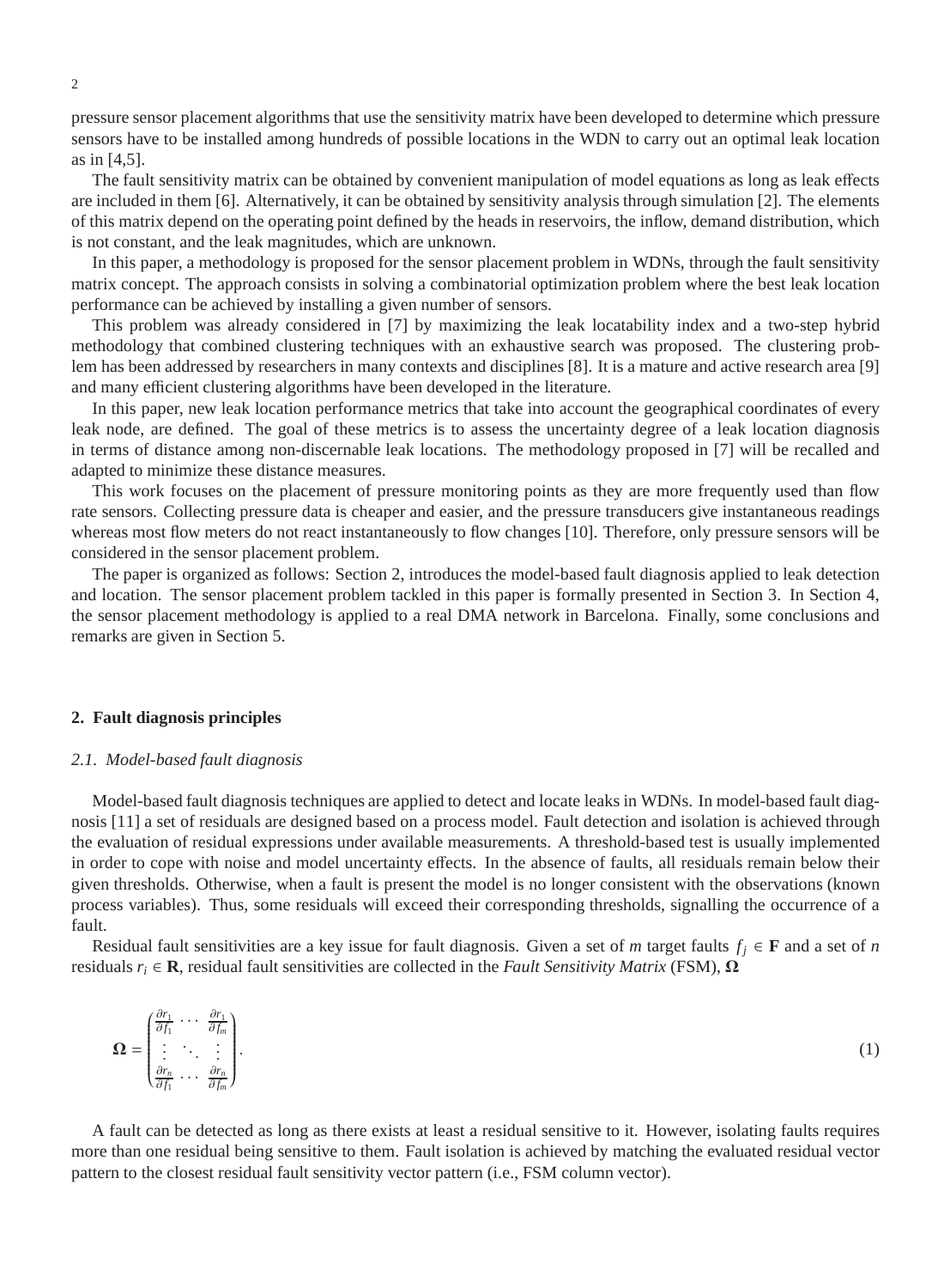pressure sensor placement algorithms that use the sensitivity matrix have been developed to determine which pressure sensors have to be installed among hundreds of possible locations in the WDN to carry out an optimal leak location as in [4,5].

The fault sensitivity matrix can be obtained by convenient manipulation of model equations as long as leak effects are included in them [6]. Alternatively, it can be obtained by sensitivity analysis through simulation [2]. The elements of this matrix depend on the operating point defined by the heads in reservoirs, the inflow, demand distribution, which is not constant, and the leak magnitudes, which are unknown.

In this paper, a methodology is proposed for the sensor placement problem in WDNs, through the fault sensitivity matrix concept. The approach consists in solving a combinatorial optimization problem where the best leak location performance can be achieved by installing a given number of sensors.

This problem was already considered in [7] by maximizing the leak locatability index and a two-step hybrid methodology that combined clustering techniques with an exhaustive search was proposed. The clustering problem has been addressed by researchers in many contexts and disciplines [8]. It is a mature and active research area [9] and many efficient clustering algorithms have been developed in the literature.

In this paper, new leak location performance metrics that take into account the geographical coordinates of every leak node, are defined. The goal of these metrics is to assess the uncertainty degree of a leak location diagnosis in terms of distance among non-discernable leak locations. The methodology proposed in [7] will be recalled and adapted to minimize these distance measures.

This work focuses on the placement of pressure monitoring points as they are more frequently used than flow rate sensors. Collecting pressure data is cheaper and easier, and the pressure transducers give instantaneous readings whereas most flow meters do not react instantaneously to flow changes [10]. Therefore, only pressure sensors will be considered in the sensor placement problem.

The paper is organized as follows: Section 2, introduces the model-based fault diagnosis applied to leak detection and location. The sensor placement problem tackled in this paper is formally presented in Section 3. In Section 4, the sensor placement methodology is applied to a real DMA network in Barcelona. Finally, some conclusions and remarks are given in Section 5.

## 2. Fault diagnosis principles

### 2.1. Model-based fault diagnosis

Model-based fault diagnosis techniques are applied to detect and locate leaks in WDNs. In model-based fault diagnosis [11] a set of residuals are designed based on a process model. Fault detection and isolation is achieved through the evaluation of residual expressions under available measurements. A threshold-based test is usually implemented in order to cope with noise and model uncertainty effects. In the absence of faults, all residuals remain below their given thresholds. Otherwise, when a fault is present the model is no longer consistent with the observations (known process variables). Thus, some residuals will exceed their corresponding thresholds, signalling the occurrence of a fault.

Residual fault sensitivities are a key issue for fault diagnosis. Given a set of $m$ target faults $f_j \in \mathbf{F}$ and a set of $n$ residuals $r_i \in \mathbf{R}$, residual fault sensitivities are collected in the *Fault Sensitivity Matrix* (FSM), $\mathbf{\Omega}$

$$\mathbf{\Omega} = \begin{pmatrix} \frac{\partial r_1}{\partial f_1} & \cdots & \frac{\partial r_1}{\partial f_m} \\ \vdots & \ddots & \vdots \\ \frac{\partial r_n}{\partial f_1} & \cdots & \frac{\partial r_n}{\partial f_m} \end{pmatrix}. \tag{1}$$

A fault can be detected as long as there exists at least a residual sensitive to it. However, isolating faults requires more than one residual being sensitive to them. Fault isolation is achieved by matching the evaluated residual vector pattern to the closest residual fault sensitivity vector pattern (i.e., FSM column vector).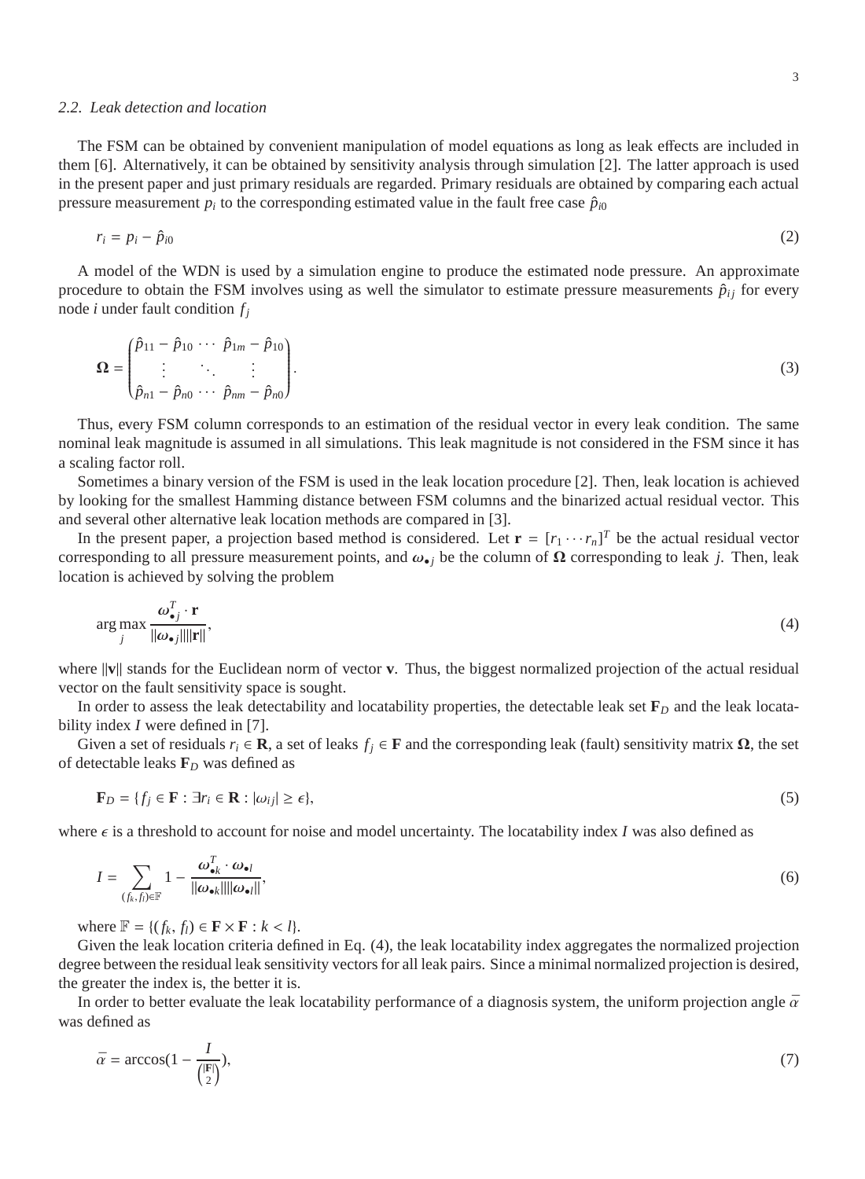### 2.2. Leak detection and location

The FSM can be obtained by convenient manipulation of model equations as long as leak effects are included in them [6]. Alternatively, it can be obtained by sensitivity analysis through simulation [2]. The latter approach is used in the present paper and just primary residuals are regarded. Primary residuals are obtained by comparing each actual pressure measurement $p_i$ to the corresponding estimated value in the fault free case $\hat{p}_{i0}$

$$
r_i = p_i - \hat{p}_{i0} \tag{2}
$$

A model of the WDN is used by a simulation engine to produce the estimated node pressure. An approximate procedure to obtain the FSM involves using as well the simulator to estimate pressure measurements $\hat{p}_{ij}$ for every node $i$ under fault condition $f_j$

$$
\mathbf{\Omega} = \begin{pmatrix} \hat{p}_{11} - \hat{p}_{10} & \cdots & \hat{p}_{1m} - \hat{p}_{10} \\ \vdots & \ddots & \vdots \\ \hat{p}_{n1} - \hat{p}_{n0} & \cdots & \hat{p}_{nm} - \hat{p}_{n0} \end{pmatrix}. \tag{3}
$$

Thus, every FSM column corresponds to an estimation of the residual vector in every leak condition. The same nominal leak magnitude is assumed in all simulations. This leak magnitude is not considered in the FSM since it has a scaling factor roll.

Sometimes a binary version of the FSM is used in the leak location procedure [2]. Then, leak location is achieved by looking for the smallest Hamming distance between FSM columns and the binarized actual residual vector. This and several other alternative leak location methods are compared in [3].

In the present paper, a projection based method is considered. Let $\mathbf{r} = [r_1 \cdots r_n]^T$ be the actual residual vector corresponding to all pressure measurement points, and $\boldsymbol{\omega}_{\bullet j}$ be the column of $\mathbf{\Omega}$ corresponding to leak $j$. Then, leak location is achieved by solving the problem

$$
\arg\max_j \frac{\boldsymbol{\omega}_{\bullet j}^T \cdot \mathbf{r}}{||\boldsymbol{\omega}_{\bullet j}||||\mathbf{r}||}, \tag{4}
$$

where $||\mathbf{v}||$ stands for the Euclidean norm of vector $\mathbf{v}$. Thus, the biggest normalized projection of the actual residual vector on the fault sensitivity space is sought.

In order to assess the leak detectability and locatability properties, the detectable leak set $\mathbf{F}_D$ and the leak locatability index $I$ were defined in [7].

Given a set of residuals $r_i \in \mathbf{R}$, a set of leaks $f_j \in \mathbf{F}$ and the corresponding leak (fault) sensitivity matrix $\mathbf{\Omega}$, the set of detectable leaks $\mathbf{F}_D$ was defined as

$$
\mathbf{F}_D = \{ f_j \in \mathbf{F} : \exists r_i \in \mathbf{R} : |\omega_{ij}| \geq \epsilon \}, \tag{5}
$$

where $\epsilon$ is a threshold to account for noise and model uncertainty. The locatability index $I$ was also defined as

$$
I = \sum_{(f_k, f_l) \in \mathbb{F}} 1 - \frac{\boldsymbol{\omega}_{\bullet k}^T \cdot \boldsymbol{\omega}_{\bullet l}}{||\boldsymbol{\omega}_{\bullet k}||||\boldsymbol{\omega}_{\bullet l}||}, \tag{6}
$$

where $\mathbb{F} = \{ (f_k, f_l) \in \mathbf{F} \times \mathbf{F} : k < l \}$.

Given the leak location criteria defined in Eq. (4), the leak locatability index aggregates the normalized projection degree between the residual leak sensitivity vectors for all leak pairs. Since a minimal normalized projection is desired, the greater the index is, the better it is.

In order to better evaluate the leak locatability performance of a diagnosis system, the uniform projection angle $\bar{\alpha}$ was defined as

$$
\bar{\alpha} = \arccos\left(1 - \frac{I}{\binom{|\mathbf{F}|}{2}}\right), \tag{7}
$$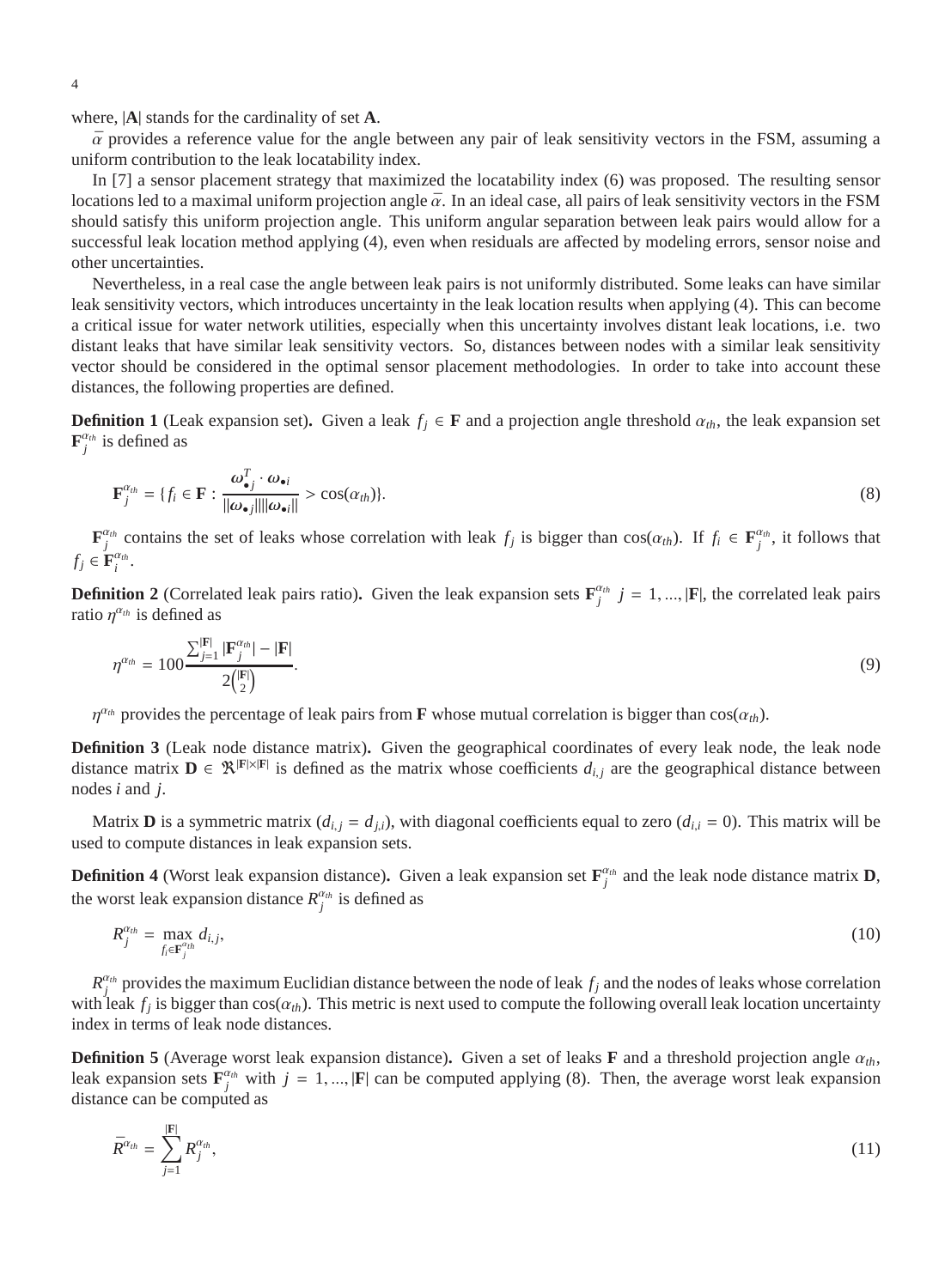where, $|\mathbf{A}|$ stands for the cardinality of set $\mathbf{A}$.

$\bar{\alpha}$ provides a reference value for the angle between any pair of leak sensitivity vectors in the FSM, assuming a uniform contribution to the leak locatability index.

In [7] a sensor placement strategy that maximized the locatability index (6) was proposed. The resulting sensor locations led to a maximal uniform projection angle $\bar{\alpha}$. In an ideal case, all pairs of leak sensitivity vectors in the FSM should satisfy this uniform projection angle. This uniform angular separation between leak pairs would allow for a successful leak location method applying (4), even when residuals are affected by modeling errors, sensor noise and other uncertainties.

Nevertheless, in a real case the angle between leak pairs is not uniformly distributed. Some leaks can have similar leak sensitivity vectors, which introduces uncertainty in the leak location results when applying (4). This can become a critical issue for water network utilities, especially when this uncertainty involves distant leak locations, i.e. two distant leaks that have similar leak sensitivity vectors. So, distances between nodes with a similar leak sensitivity vector should be considered in the optimal sensor placement methodologies. In order to take into account these distances, the following properties are defined.

**Definition 1** (Leak expansion set)**.** Given a leak $f_j \in \mathbf{F}$ and a projection angle threshold $\alpha_{th}$, the leak expansion set $\mathbf{F}_j^{\alpha_{th}}$ is defined as

$$\mathbf{F}_j^{\alpha_{th}} = \{f_i \in \mathbf{F} : \frac{\boldsymbol{\omega}_{\bullet j}^T \cdot \boldsymbol{\omega}_{\bullet i}}{||\boldsymbol{\omega}_{\bullet j}||||\boldsymbol{\omega}_{\bullet i}||} > \cos(\alpha_{th})\}. \tag{8}$$

$\mathbf{F}_j^{\alpha_{th}}$ contains the set of leaks whose correlation with leak $f_j$ is bigger than $\cos(\alpha_{th})$. If $f_i \in \mathbf{F}_j^{\alpha_{th}}$, it follows that $f_j \in \mathbf{F}_i^{\alpha_{th}}$.

**Definition 2** (Correlated leak pairs ratio)**.** Given the leak expansion sets $\mathbf{F}_j^{\alpha_{th}}$ $j = 1, ..., |\mathbf{F}|$, the correlated leak pairs ratio $\eta^{\alpha_{th}}$ is defined as

$$\eta^{\alpha_{th}} = 100 \frac{\sum_{j=1}^{|\mathbf{F}|} |\mathbf{F}_j^{\alpha_{th}}| - |\mathbf{F}|}{2\binom{|\mathbf{F}|}{2}}. \tag{9}$$

$\eta^{\alpha_{th}}$ provides the percentage of leak pairs from $\mathbf{F}$ whose mutual correlation is bigger than $\cos(\alpha_{th})$.

**Definition 3** (Leak node distance matrix)**.** Given the geographical coordinates of every leak node, the leak node distance matrix $\mathbf{D} \in \Re^{|\mathbf{F}| \times |\mathbf{F}|}$ is defined as the matrix whose coefficients $d_{i,j}$ are the geographical distance between nodes $i$ and $j$.

Matrix $\mathbf{D}$ is a symmetric matrix ($d_{i,j} = d_{j,i}$), with diagonal coefficients equal to zero ($d_{i,i} = 0$). This matrix will be used to compute distances in leak expansion sets.

**Definition 4** (Worst leak expansion distance)**.** Given a leak expansion set $\mathbf{F}_j^{\alpha_{th}}$ and the leak node distance matrix $\mathbf{D}$, the worst leak expansion distance $R_j^{\alpha_{th}}$ is defined as

$$R_j^{\alpha_{th}} = \max_{f_i \in \mathbf{F}_j^{\alpha_{th}}} d_{i,j}, \tag{10}$$

$R_j^{\alpha_{th}}$ provides the maximum Euclidian distance between the node of leak $f_j$ and the nodes of leaks whose correlation with leak $f_j$ is bigger than $\cos(\alpha_{th})$. This metric is next used to compute the following overall leak location uncertainty index in terms of leak node distances.

**Definition 5** (Average worst leak expansion distance)**.** Given a set of leaks $\mathbf{F}$ and a threshold projection angle $\alpha_{th}$, leak expansion sets $\mathbf{F}_j^{\alpha_{th}}$ with $j = 1, ..., |\mathbf{F}|$ can be computed applying (8). Then, the average worst leak expansion distance can be computed as

$$\bar{R}^{\alpha_{th}} = \sum_{j=1}^{|\mathbf{F}|} R_j^{\alpha_{th}}, \tag{11}$$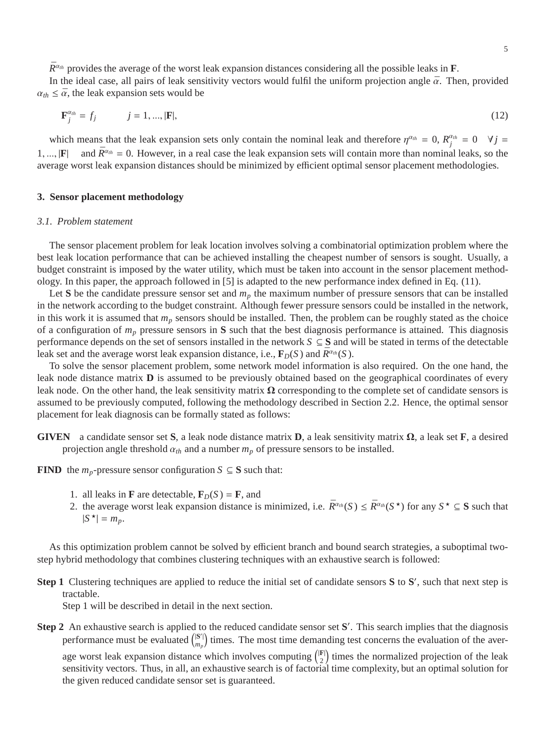$\bar{R}^{\alpha_{th}}$ provides the average of the worst leak expansion distances considering all the possible leaks in $\mathbf{F}$.

In the ideal case, all pairs of leak sensitivity vectors would fulfil the uniform projection angle $\bar{\alpha}$. Then, provided $\alpha_{th} \leq \bar{\alpha}$, the leak expansion sets would be

$$\mathbf{F}_j^{\alpha_{th}} = f_j \qquad j = 1, ..., |\mathbf{F}|, \tag{12}$$

which means that the leak expansion sets only contain the nominal leak and therefore $\eta^{\alpha_{th}} = 0$, $R_j^{\alpha_{th}} = 0 \quad \forall j = 1, ..., |\mathbf{F}|$ and $\bar{R}^{\alpha_{th}} = 0$. However, in a real case the leak expansion sets will contain more than nominal leaks, so the average worst leak expansion distances should be minimized by efficient optimal sensor placement methodologies.

## 3. Sensor placement methodology

### 3.1. Problem statement

The sensor placement problem for leak location involves solving a combinatorial optimization problem where the best leak location performance that can be achieved installing the cheapest number of sensors is sought. Usually, a budget constraint is imposed by the water utility, which must be taken into account in the sensor placement methodology. In this paper, the approach followed in [5] is adapted to the new performance index defined in Eq. (11).

Let $\mathbf{S}$ be the candidate pressure sensor set and $m_p$ the maximum number of pressure sensors that can be installed in the network according to the budget constraint. Although fewer pressure sensors could be installed in the network, in this work it is assumed that $m_p$ sensors should be installed. Then, the problem can be roughly stated as the choice of a configuration of $m_p$ pressure sensors in $\mathbf{S}$ such that the best diagnosis performance is attained. This diagnosis performance depends on the set of sensors installed in the network $S \subseteq \mathbf{S}$ and will be stated in terms of the detectable leak set and the average worst leak expansion distance, i.e., $\mathbf{F}_D(S)$ and $\bar{R}^{\alpha_{th}}(S)$.

To solve the sensor placement problem, some network model information is also required. On the one hand, the leak node distance matrix $\mathbf{D}$ is assumed to be previously obtained based on the geographical coordinates of every leak node. On the other hand, the leak sensitivity matrix $\mathbf{\Omega}$ corresponding to the complete set of candidate sensors is assumed to be previously computed, following the methodology described in Section 2.2. Hence, the optimal sensor placement for leak diagnosis can be formally stated as follows:

**GIVEN** a candidate sensor set $\mathbf{S}$, a leak node distance matrix $\mathbf{D}$, a leak sensitivity matrix $\mathbf{\Omega}$, a leak set $\mathbf{F}$, a desired projection angle threshold $\alpha_{th}$ and a number $m_p$ of pressure sensors to be installed.

**FIND** the $m_p$-pressure sensor configuration $S \subseteq \mathbf{S}$ such that:

1. all leaks in $\mathbf{F}$ are detectable, $\mathbf{F}_D(S) = \mathbf{F}$, and
2. the average worst leak expansion distance is minimized, i.e. $\bar{R}^{\alpha_{th}}(S) \leq \bar{R}^{\alpha_{th}}(S^\star)$ for any $S^\star \subseteq \mathbf{S}$ such that $|S^\star| = m_p$.

As this optimization problem cannot be solved by efficient branch and bound search strategies, a suboptimal two-step hybrid methodology that combines clustering techniques with an exhaustive search is followed:

**Step 1** Clustering techniques are applied to reduce the initial set of candidate sensors $\mathbf{S}$ to $\mathbf{S}'$, such that next step is tractable.

Step 1 will be described in detail in the next section.

**Step 2** An exhaustive search is applied to the reduced candidate sensor set $\mathbf{S}'$. This search implies that the diagnosis performance must be evaluated $\binom{|\mathbf{S}'|}{m_p}$ times. The most time demanding test concerns the evaluation of the average worst leak expansion distance which involves computing $\binom{|\mathbf{F}|}{2}$ times the normalized projection of the leak sensitivity vectors. Thus, in all, an exhaustive search is of factorial time complexity, but an optimal solution for the given reduced candidate sensor set is guaranteed.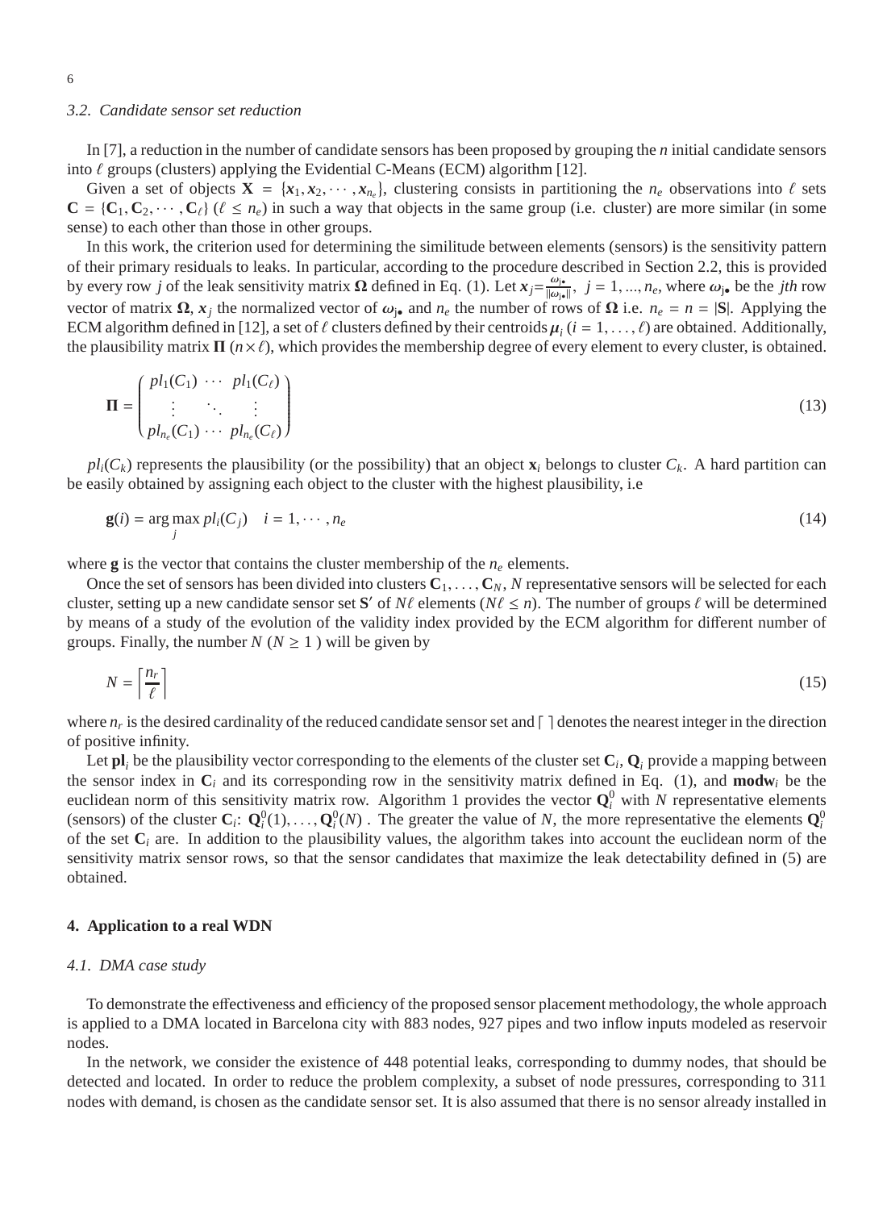### 3.2. Candidate sensor set reduction

In [7], a reduction in the number of candidate sensors has been proposed by grouping the $n$ initial candidate sensors into $\ell$ groups (clusters) applying the Evidential C-Means (ECM) algorithm [12].

Given a set of objects $\mathbf{X} = \{\boldsymbol{x}_1, \boldsymbol{x}_2, \cdots, \boldsymbol{x}_{n_e}\}$, clustering consists in partitioning the $n_e$ observations into $\ell$ sets $\mathbf{C} = \{\mathbf{C}_1, \mathbf{C}_2, \cdots, \mathbf{C}_\ell\}$ $(\ell \leq n_e)$ in such a way that objects in the same group (i.e. cluster) are more similar (in some sense) to each other than those in other groups.

In this work, the criterion used for determining the similitude between elements (sensors) is the sensitivity pattern of their primary residuals to leaks. In particular, according to the procedure described in Section 2.2, this is provided by every row $j$ of the leak sensitivity matrix $\boldsymbol{\Omega}$ defined in Eq. (1). Let $\boldsymbol{x}_j = \frac{\boldsymbol{\omega}_{\mathbf{j}\bullet}}{\|\boldsymbol{\omega}_{\mathbf{j}\bullet}\|}$, $j = 1, ..., n_e$, where $\boldsymbol{\omega}_{\mathbf{j}\bullet}$ be the *jth* row vector of matrix $\boldsymbol{\Omega}$, $\boldsymbol{x}_j$ the normalized vector of $\boldsymbol{\omega}_{\mathbf{j}\bullet}$ and $n_e$ the number of rows of $\boldsymbol{\Omega}$ i.e. $n_e = n = |\mathbf{S}|$. Applying the ECM algorithm defined in [12], a set of $\ell$ clusters defined by their centroids $\boldsymbol{\mu}_i$ $(i = 1, \ldots, \ell)$ are obtained. Additionally, the plausibility matrix $\boldsymbol{\Pi}$ $(n \times \ell)$, which provides the membership degree of every element to every cluster, is obtained.

$$\boldsymbol{\Pi} = \begin{pmatrix} pl_1(C_1) & \cdots & pl_1(C_\ell) \\ \vdots & \ddots & \vdots \\ pl_{n_e}(C_1) & \cdots & pl_{n_e}(C_\ell) \end{pmatrix} \tag{13}$$

$pl_i(C_k)$ represents the plausibility (or the possibility) that an object $\mathbf{x}_i$ belongs to cluster $C_k$. A hard partition can be easily obtained by assigning each object to the cluster with the highest plausibility, i.e

$$\mathbf{g}(i) = \arg\max_j pl_i(C_j) \quad i = 1, \cdots, n_e \tag{14}$$

where $\mathbf{g}$ is the vector that contains the cluster membership of the $n_e$ elements.

Once the set of sensors has been divided into clusters $\mathbf{C}_1, \ldots, \mathbf{C}_N$, $N$ representative sensors will be selected for each cluster, setting up a new candidate sensor set $\mathbf{S}'$ of $N\ell$ elements $(N\ell \leq n)$. The number of groups $\ell$ will be determined by means of a study of the evolution of the validity index provided by the ECM algorithm for different number of groups. Finally, the number $N$ $(N \geq 1)$ will be given by

$$N = \left\lceil \frac{n_r}{\ell} \right\rceil \tag{15}$$

where $n_r$ is the desired cardinality of the reduced candidate sensor set and $\lceil\ \rceil$ denotes the nearest integer in the direction of positive infinity.

Let $\mathbf{pl}_i$ be the plausibility vector corresponding to the elements of the cluster set $\mathbf{C}_i$, $\mathbf{Q}_i$ provide a mapping between the sensor index in $\mathbf{C}_i$ and its corresponding row in the sensitivity matrix defined in Eq. (1), and $\mathbf{modw}_i$ be the euclidean norm of this sensitivity matrix row. Algorithm 1 provides the vector $\mathbf{Q}_i^0$ with $N$ representative elements (sensors) of the cluster $\mathbf{C}_i$: $\mathbf{Q}_i^0(1), \ldots, \mathbf{Q}_i^0(N)$ . The greater the value of $N$, the more representative the elements $\mathbf{Q}_i^0$ of the set $\mathbf{C}_i$ are. In addition to the plausibility values, the algorithm takes into account the euclidean norm of the sensitivity matrix sensor rows, so that the sensor candidates that maximize the leak detectability defined in (5) are obtained.

## 4. Application to a real WDN

### 4.1. DMA case study

To demonstrate the effectiveness and efficiency of the proposed sensor placement methodology, the whole approach is applied to a DMA located in Barcelona city with 883 nodes, 927 pipes and two inflow inputs modeled as reservoir nodes.

In the network, we consider the existence of 448 potential leaks, corresponding to dummy nodes, that should be detected and located. In order to reduce the problem complexity, a subset of node pressures, corresponding to 311 nodes with demand, is chosen as the candidate sensor set. It is also assumed that there is no sensor already installed in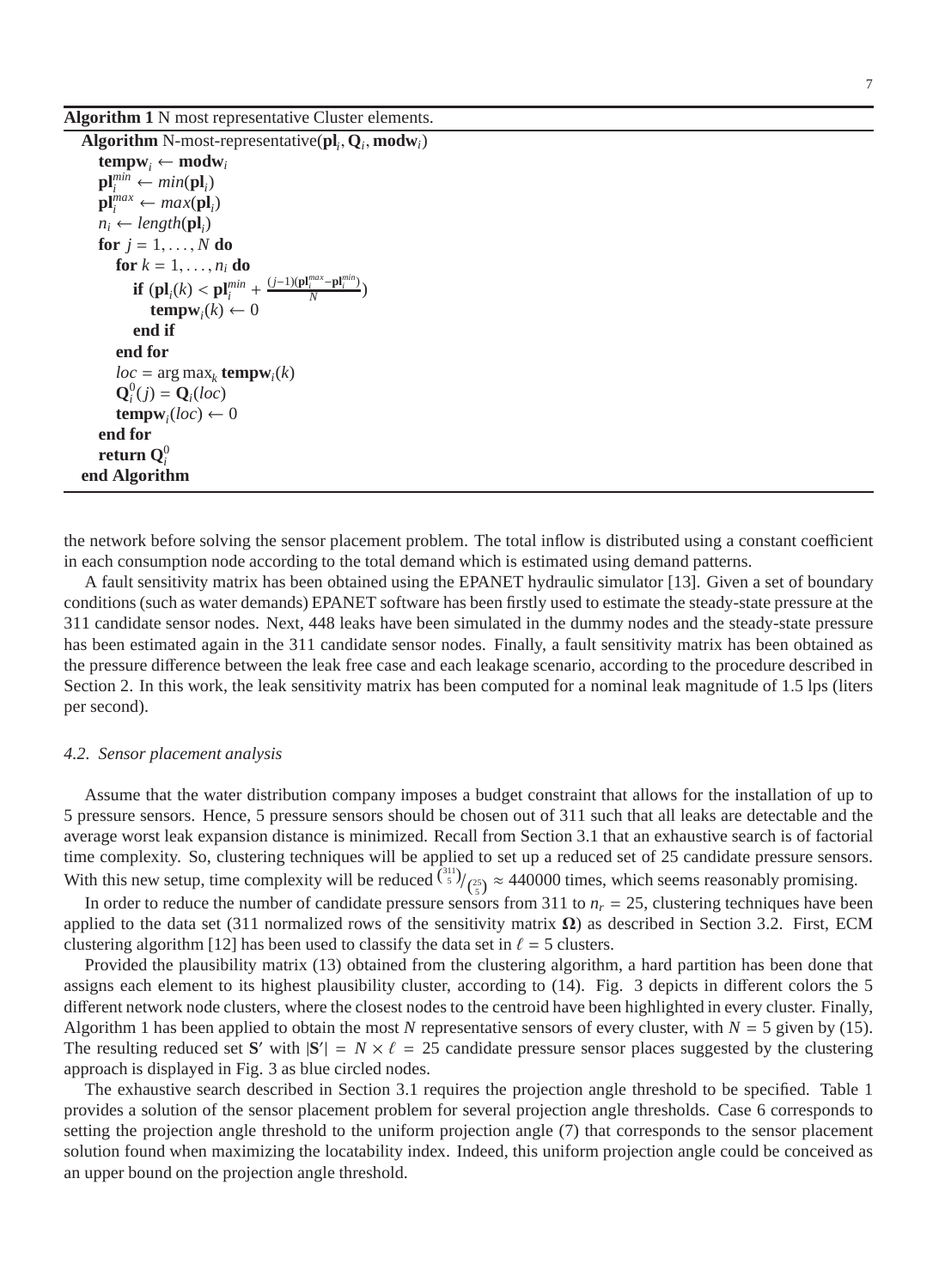**Algorithm 1** N most representative Cluster elements.

```
Algorithm N-most-representative(pl_i, Q_i, modw_i)
  tempw_i ← modw_i
  pl_i^min ← min(pl_i)
  pl_i^max ← max(pl_i)
  n_i ← length(pl_i)
  for j = 1, ..., N do
    for k = 1, ..., n_i do
      if (pl_i(k) < pl_i^min + (j−1)(pl_i^max − pl_i^min)/N)
        tempw_i(k) ← 0
      end if
    end for
    loc = arg max_k tempw_i(k)
    Q_i^0(j) = Q_i(loc)
    tempw_i(loc) ← 0
  end for
  return Q_i^0
end Algorithm
```

the network before solving the sensor placement problem. The total inflow is distributed using a constant coefficient in each consumption node according to the total demand which is estimated using demand patterns.

A fault sensitivity matrix has been obtained using the EPANET hydraulic simulator [13]. Given a set of boundary conditions (such as water demands) EPANET software has been firstly used to estimate the steady-state pressure at the 311 candidate sensor nodes. Next, 448 leaks have been simulated in the dummy nodes and the steady-state pressure has been estimated again in the 311 candidate sensor nodes. Finally, a fault sensitivity matrix has been obtained as the pressure difference between the leak free case and each leakage scenario, according to the procedure described in Section 2. In this work, the leak sensitivity matrix has been computed for a nominal leak magnitude of 1.5 lps (liters per second).

### *4.2. Sensor placement analysis*

Assume that the water distribution company imposes a budget constraint that allows for the installation of up to 5 pressure sensors. Hence, 5 pressure sensors should be chosen out of 311 such that all leaks are detectable and the average worst leak expansion distance is minimized. Recall from Section 3.1 that an exhaustive search is of factorial time complexity. So, clustering techniques will be applied to set up a reduced set of 25 candidate pressure sensors. With this new setup, time complexity will be reduced $\binom{311}{5}/\binom{25}{5} \approx 440000$ times, which seems reasonably promising.

In order to reduce the number of candidate pressure sensors from 311 to $n_r = 25$, clustering techniques have been applied to the data set (311 normalized rows of the sensitivity matrix $\mathbf{\Omega}$) as described in Section 3.2. First, ECM clustering algorithm [12] has been used to classify the data set in $\ell = 5$ clusters.

Provided the plausibility matrix (13) obtained from the clustering algorithm, a hard partition has been done that assigns each element to its highest plausibility cluster, according to (14). Fig. 3 depicts in different colors the 5 different network node clusters, where the closest nodes to the centroid have been highlighted in every cluster. Finally, Algorithm 1 has been applied to obtain the most $N$ representative sensors of every cluster, with $N = 5$ given by (15). The resulting reduced set $\mathbf{S}'$ with $|\mathbf{S}'| = N \times \ell = 25$ candidate pressure sensor places suggested by the clustering approach is displayed in Fig. 3 as blue circled nodes.

The exhaustive search described in Section 3.1 requires the projection angle threshold to be specified. Table 1 provides a solution of the sensor placement problem for several projection angle thresholds. Case 6 corresponds to setting the projection angle threshold to the uniform projection angle (7) that corresponds to the sensor placement solution found when maximizing the locatability index. Indeed, this uniform projection angle could be conceived as an upper bound on the projection angle threshold.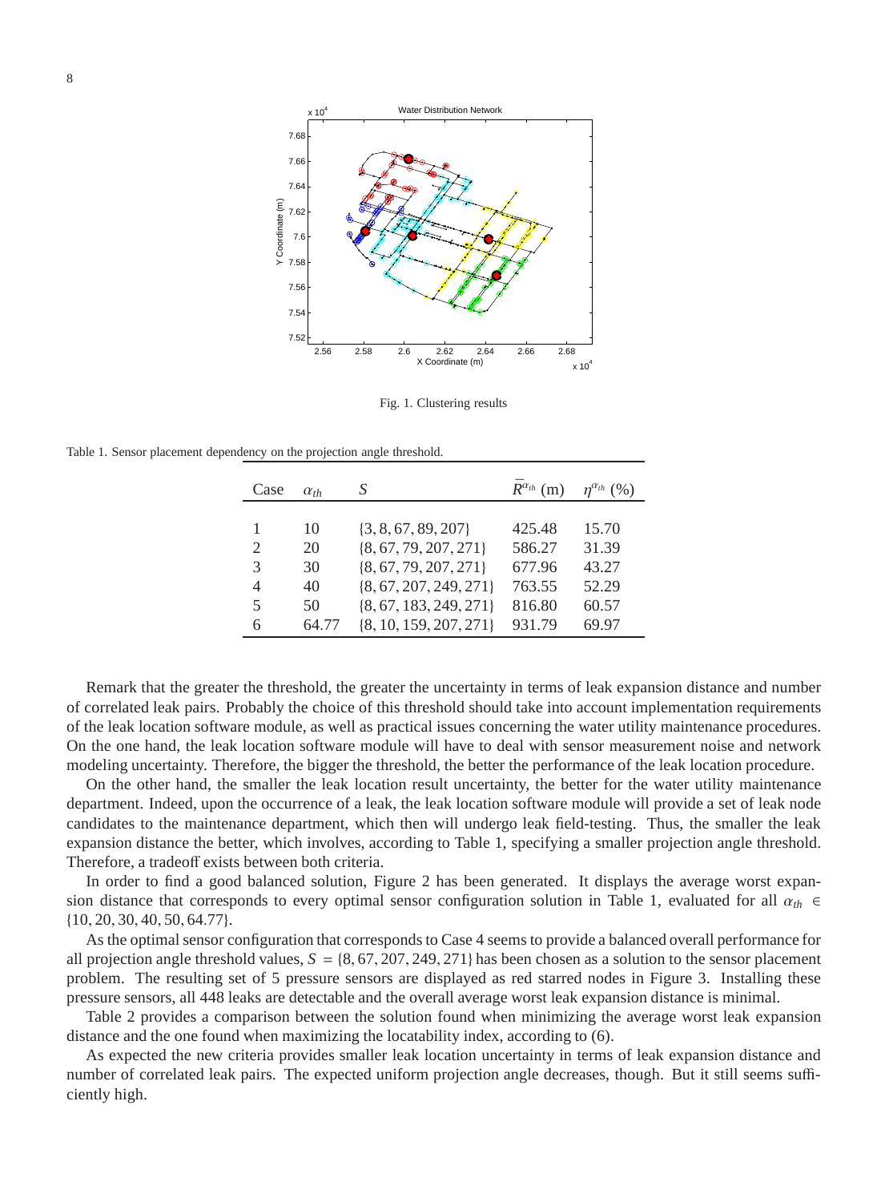Fig. 1. Clustering results

Table 1. Sensor placement dependency on the projection angle threshold.

| Case | $\alpha_{th}$ | $S$ | $\bar{R}^{\alpha_{th}}$ (m) | $\eta^{\alpha_{th}}$ (%) |
|---|---|---|---|---|
| 1 | 10 | {3, 8, 67, 89, 207} | 425.48 | 15.70 |
| 2 | 20 | {8, 67, 79, 207, 271} | 586.27 | 31.39 |
| 3 | 30 | {8, 67, 79, 207, 271} | 677.96 | 43.27 |
| 4 | 40 | {8, 67, 207, 249, 271} | 763.55 | 52.29 |
| 5 | 50 | {8, 67, 183, 249, 271} | 816.80 | 60.57 |
| 6 | 64.77 | {8, 10, 159, 207, 271} | 931.79 | 69.97 |

Remark that the greater the threshold, the greater the uncertainty in terms of leak expansion distance and number of correlated leak pairs. Probably the choice of this threshold should take into account implementation requirements of the leak location software module, as well as practical issues concerning the water utility maintenance procedures. On the one hand, the leak location software module will have to deal with sensor measurement noise and network modeling uncertainty. Therefore, the bigger the threshold, the better the performance of the leak location procedure.

On the other hand, the smaller the leak location result uncertainty, the better for the water utility maintenance department. Indeed, upon the occurrence of a leak, the leak location software module will provide a set of leak node candidates to the maintenance department, which then will undergo leak field-testing. Thus, the smaller the leak expansion distance the better, which involves, according to Table 1, specifying a smaller projection angle threshold. Therefore, a tradeoff exists between both criteria.

In order to find a good balanced solution, Figure 2 has been generated. It displays the average worst expansion distance that corresponds to every optimal sensor configuration solution in Table 1, evaluated for all $\alpha_{th} \in \{10, 20, 30, 40, 50, 64.77\}$.

As the optimal sensor configuration that corresponds to Case 4 seems to provide a balanced overall performance for all projection angle threshold values, $S = \{8, 67, 207, 249, 271\}$ has been chosen as a solution to the sensor placement problem. The resulting set of 5 pressure sensors are displayed as red starred nodes in Figure 3. Installing these pressure sensors, all 448 leaks are detectable and the overall average worst leak expansion distance is minimal.

Table 2 provides a comparison between the solution found when minimizing the average worst leak expansion distance and the one found when maximizing the locatability index, according to (6).

As expected the new criteria provides smaller leak location uncertainty in terms of leak expansion distance and number of correlated leak pairs. The expected uniform projection angle decreases, though. But it still seems sufficiently high.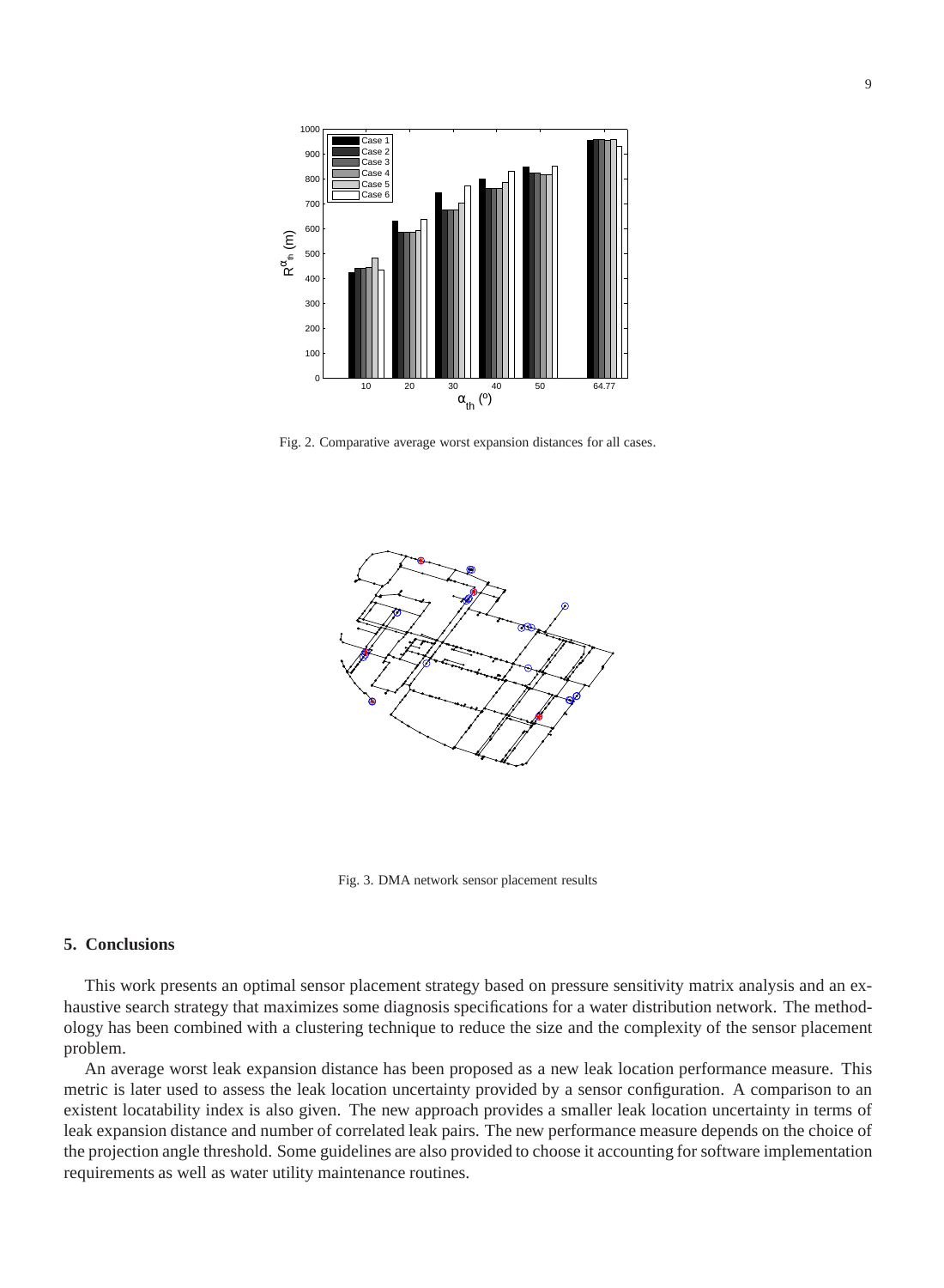Fig. 2. Comparative average worst expansion distances for all cases.

Fig. 3. DMA network sensor placement results

## 5. Conclusions

This work presents an optimal sensor placement strategy based on pressure sensitivity matrix analysis and an exhaustive search strategy that maximizes some diagnosis specifications for a water distribution network. The methodology has been combined with a clustering technique to reduce the size and the complexity of the sensor placement problem.

An average worst leak expansion distance has been proposed as a new leak location performance measure. This metric is later used to assess the leak location uncertainty provided by a sensor configuration. A comparison to an existent locatability index is also given. The new approach provides a smaller leak location uncertainty in terms of leak expansion distance and number of correlated leak pairs. The new performance measure depends on the choice of the projection angle threshold. Some guidelines are also provided to choose it accounting for software implementation requirements as well as water utility maintenance routines.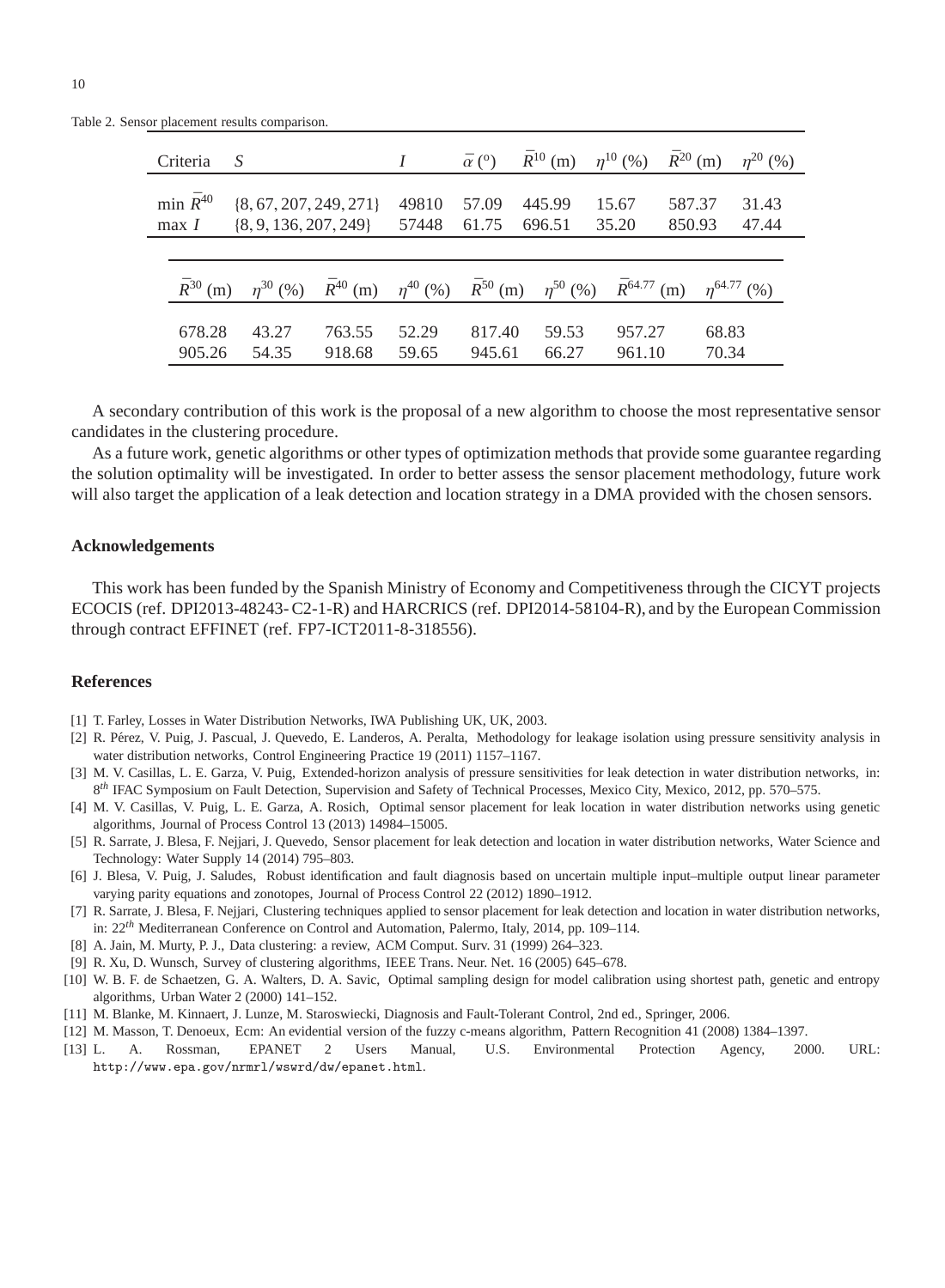Table 2. Sensor placement results comparison.

| Criteria | $S$ | $I$ | $\bar{\alpha}$ (°) | $\bar{R}^{10}$ (m) | $\eta^{10}$ (%) | $\bar{R}^{20}$ (m) | $\eta^{20}$ (%) | $\bar{R}^{30}$ (m) | $\eta^{30}$ (%) | $\bar{R}^{40}$ (m) | $\eta^{40}$ (%) | $\bar{R}^{50}$ (m) | $\eta^{50}$ (%) | $\bar{R}^{64.77}$ (m) | $\eta^{64.77}$ (%) |
|---|---|---|---|---|---|---|---|---|---|---|---|---|---|---|---|
| min $\bar{R}^{40}$ | {8, 67, 207, 249, 271} | 49810 | 57.09 | 445.99 | 15.67 | 587.37 | 31.43 | 678.28 | 43.27 | 763.55 | 52.29 | 817.40 | 59.53 | 957.27 | 68.83 |
| max $I$ | {8, 9, 136, 207, 249} | 57448 | 61.75 | 696.51 | 35.20 | 850.93 | 47.44 | 905.26 | 54.35 | 918.68 | 59.65 | 945.61 | 66.27 | 961.10 | 70.34 |

A secondary contribution of this work is the proposal of a new algorithm to choose the most representative sensor candidates in the clustering procedure.

As a future work, genetic algorithms or other types of optimization methods that provide some guarantee regarding the solution optimality will be investigated. In order to better assess the sensor placement methodology, future work will also target the application of a leak detection and location strategy in a DMA provided with the chosen sensors.

## Acknowledgements

This work has been funded by the Spanish Ministry of Economy and Competitiveness through the CICYT projects ECOCIS (ref. DPI2013-48243- C2-1-R) and HARCRICS (ref. DPI2014-58104-R), and by the European Commission through contract EFFINET (ref. FP7-ICT2011-8-318556).

## References

[1] T. Farley, Losses in Water Distribution Networks, IWA Publishing UK, UK, 2003.

[2] R. Pérez, V. Puig, J. Pascual, J. Quevedo, E. Landeros, A. Peralta, Methodology for leakage isolation using pressure sensitivity analysis in water distribution networks, Control Engineering Practice 19 (2011) 1157–1167.

[3] M. V. Casillas, L. E. Garza, V. Puig, Extended-horizon analysis of pressure sensitivities for leak detection in water distribution networks, in: 8$^{th}$ IFAC Symposium on Fault Detection, Supervision and Safety of Technical Processes, Mexico City, Mexico, 2012, pp. 570–575.

[4] M. V. Casillas, V. Puig, L. E. Garza, A. Rosich, Optimal sensor placement for leak location in water distribution networks using genetic algorithms, Journal of Process Control 13 (2013) 14984–15005.

[5] R. Sarrate, J. Blesa, F. Nejjari, J. Quevedo, Sensor placement for leak detection and location in water distribution networks, Water Science and Technology: Water Supply 14 (2014) 795–803.

[6] J. Blesa, V. Puig, J. Saludes, Robust identification and fault diagnosis based on uncertain multiple input–multiple output linear parameter varying parity equations and zonotopes, Journal of Process Control 22 (2012) 1890–1912.

[7] R. Sarrate, J. Blesa, F. Nejjari, Clustering techniques applied to sensor placement for leak detection and location in water distribution networks, in: 22$^{th}$ Mediterranean Conference on Control and Automation, Palermo, Italy, 2014, pp. 109–114.

[8] A. Jain, M. Murty, P. J., Data clustering: a review, ACM Comput. Surv. 31 (1999) 264–323.

[9] R. Xu, D. Wunsch, Survey of clustering algorithms, IEEE Trans. Neur. Net. 16 (2005) 645–678.

[10] W. B. F. de Schaetzen, G. A. Walters, D. A. Savic, Optimal sampling design for model calibration using shortest path, genetic and entropy algorithms, Urban Water 2 (2000) 141–152.

[11] M. Blanke, M. Kinnaert, J. Lunze, M. Staroswiecki, Diagnosis and Fault-Tolerant Control, 2nd ed., Springer, 2006.

[12] M. Masson, T. Denoeux, Ecm: An evidential version of the fuzzy c-means algorithm, Pattern Recognition 41 (2008) 1384–1397.

[13] L. A. Rossman, EPANET 2 Users Manual, U.S. Environmental Protection Agency, 2000. URL: http://www.epa.gov/nrmrl/wswrd/dw/epanet.html.